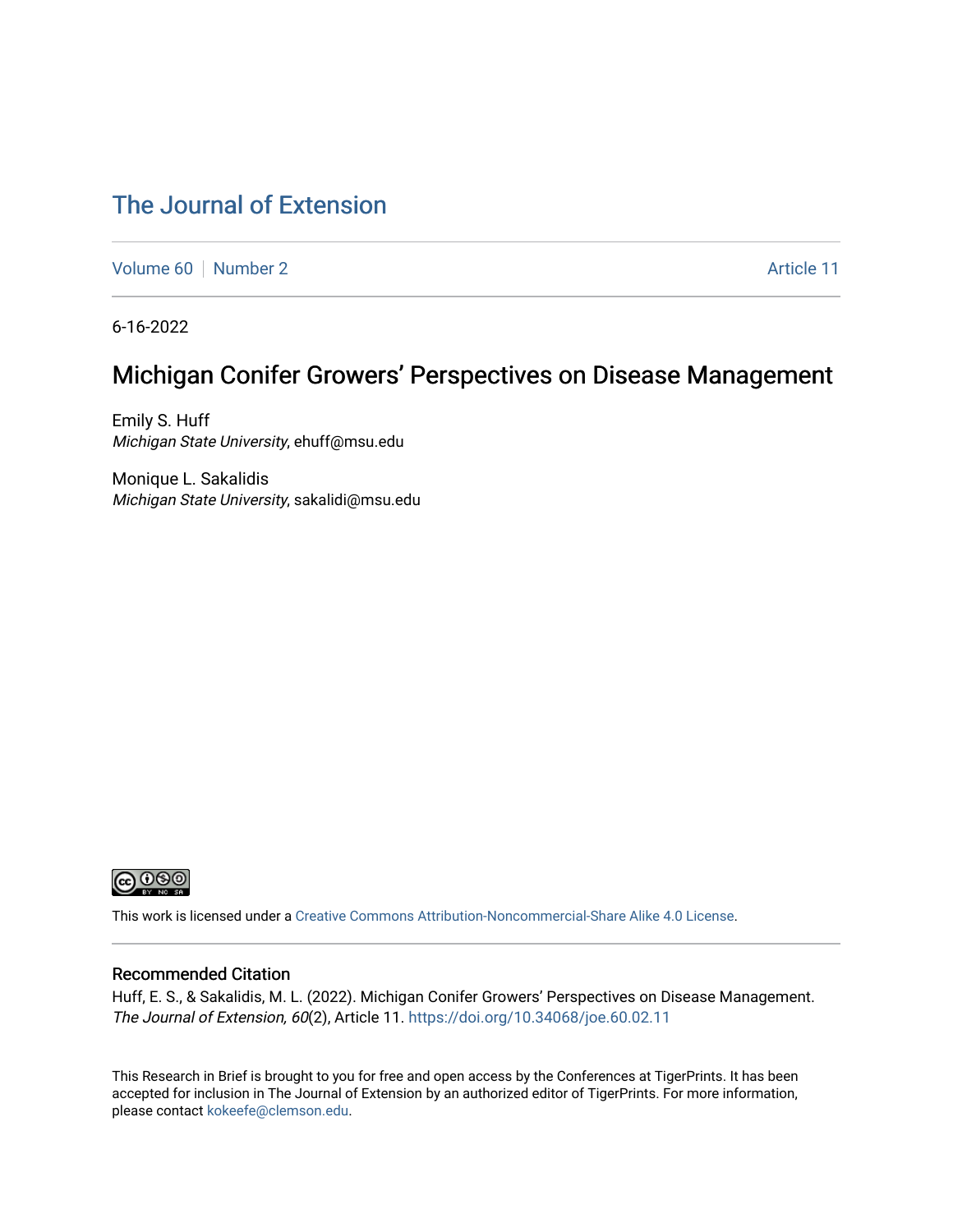# The Journal of Extension

Volume 60 | Number 2 | Article 11

6-16-2022

## Michigan Conifer Growers' Perspectives on Disease Management

Emily S. Huff
*Michigan State University*, ehuff@msu.edu

Monique L. Sakalidis
*Michigan State University*, sakalidi@msu.edu

This work is licensed under a Creative Commons Attribution-Noncommercial-Share Alike 4.0 License.

### Recommended Citation

Huff, E. S., & Sakalidis, M. L. (2022). Michigan Conifer Growers' Perspectives on Disease Management. *The Journal of Extension, 60*(2), Article 11. https://doi.org/10.34068/joe.60.02.11

This Research in Brief is brought to you for free and open access by the Conferences at TigerPrints. It has been accepted for inclusion in The Journal of Extension by an authorized editor of TigerPrints. For more information, please contact kokeefe@clemson.edu.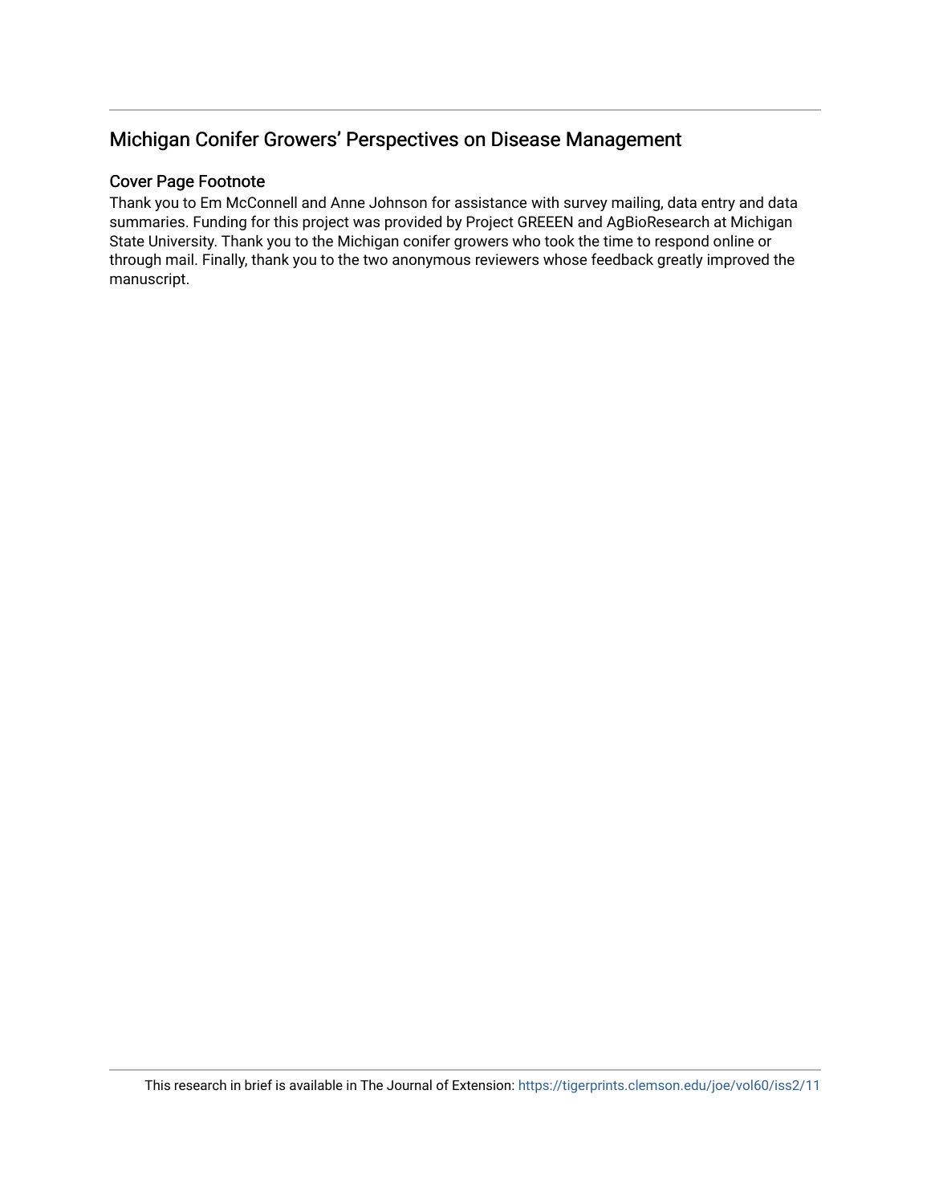## Michigan Conifer Growers' Perspectives on Disease Management

### Cover Page Footnote

Thank you to Em McConnell and Anne Johnson for assistance with survey mailing, data entry and data summaries. Funding for this project was provided by Project GREEEN and AgBioResearch at Michigan State University. Thank you to the Michigan conifer growers who took the time to respond online or through mail. Finally, thank you to the two anonymous reviewers whose feedback greatly improved the manuscript.

This research in brief is available in The Journal of Extension: https://tigerprints.clemson.edu/joe/vol60/iss2/11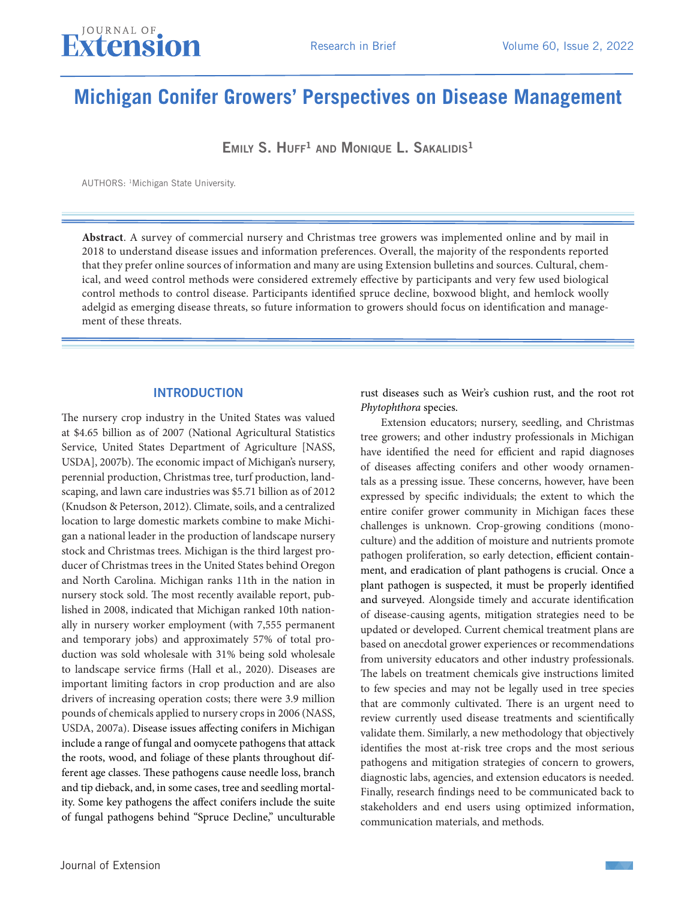# Michigan Conifer Growers' Perspectives on Disease Management

**Emily S. Huff[1] and Monique L. Sakalidis[1]**

AUTHORS: [1]Michigan State University.

**Abstract**. A survey of commercial nursery and Christmas tree growers was implemented online and by mail in 2018 to understand disease issues and information preferences. Overall, the majority of the respondents reported that they prefer online sources of information and many are using Extension bulletins and sources. Cultural, chemical, and weed control methods were considered extremely effective by participants and very few used biological control methods to control disease. Participants identified spruce decline, boxwood blight, and hemlock woolly adelgid as emerging disease threats, so future information to growers should focus on identification and management of these threats.

## INTRODUCTION

The nursery crop industry in the United States was valued at $4.65 billion as of 2007 (National Agricultural Statistics Service, United States Department of Agriculture [NASS, USDA], 2007b). The economic impact of Michigan's nursery, perennial production, Christmas tree, turf production, landscaping, and lawn care industries was $5.71 billion as of 2012 (Knudson & Peterson, 2012). Climate, soils, and a centralized location to large domestic markets combine to make Michigan a national leader in the production of landscape nursery stock and Christmas trees. Michigan is the third largest producer of Christmas trees in the United States behind Oregon and North Carolina. Michigan ranks 11th in the nation in nursery stock sold. The most recently available report, published in 2008, indicated that Michigan ranked 10th nationally in nursery worker employment (with 7,555 permanent and temporary jobs) and approximately 57% of total production was sold wholesale with 31% being sold wholesale to landscape service firms (Hall et al., 2020). Diseases are important limiting factors in crop production and are also drivers of increasing operation costs; there were 3.9 million pounds of chemicals applied to nursery crops in 2006 (NASS, USDA, 2007a). Disease issues affecting conifers in Michigan include a range of fungal and oomycete pathogens that attack the roots, wood, and foliage of these plants throughout different age classes. These pathogens cause needle loss, branch and tip dieback, and, in some cases, tree and seedling mortality. Some key pathogens the affect conifers include the suite of fungal pathogens behind "Spruce Decline," unculturable rust diseases such as Weir's cushion rust, and the root rot *Phytophthora* species.

Extension educators; nursery, seedling, and Christmas tree growers; and other industry professionals in Michigan have identified the need for efficient and rapid diagnoses of diseases affecting conifers and other woody ornamentals as a pressing issue. These concerns, however, have been expressed by specific individuals; the extent to which the entire conifer grower community in Michigan faces these challenges is unknown. Crop-growing conditions (monoculture) and the addition of moisture and nutrients promote pathogen proliferation, so early detection, efficient containment, and eradication of plant pathogens is crucial. Once a plant pathogen is suspected, it must be properly identified and surveyed. Alongside timely and accurate identification of disease-causing agents, mitigation strategies need to be updated or developed. Current chemical treatment plans are based on anecdotal grower experiences or recommendations from university educators and other industry professionals. The labels on treatment chemicals give instructions limited to few species and may not be legally used in tree species that are commonly cultivated. There is an urgent need to review currently used disease treatments and scientifically validate them. Similarly, a new methodology that objectively identifies the most at-risk tree crops and the most serious pathogens and mitigation strategies of concern to growers, diagnostic labs, agencies, and extension educators is needed. Finally, research findings need to be communicated back to stakeholders and end users using optimized information, communication materials, and methods.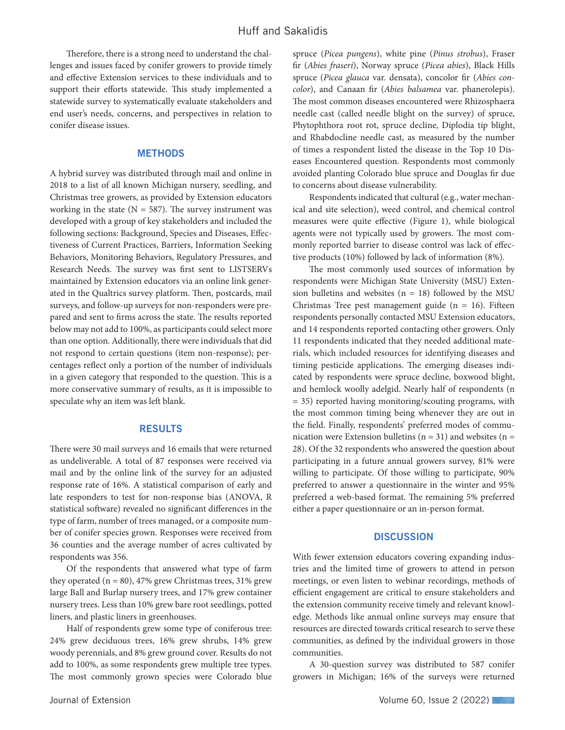Therefore, there is a strong need to understand the challenges and issues faced by conifer growers to provide timely and effective Extension services to these individuals and to support their efforts statewide. This study implemented a statewide survey to systematically evaluate stakeholders and end user's needs, concerns, and perspectives in relation to conifer disease issues.

## METHODS

A hybrid survey was distributed through mail and online in 2018 to a list of all known Michigan nursery, seedling, and Christmas tree growers, as provided by Extension educators working in the state (N = 587). The survey instrument was developed with a group of key stakeholders and included the following sections: Background, Species and Diseases, Effectiveness of Current Practices, Barriers, Information Seeking Behaviors, Monitoring Behaviors, Regulatory Pressures, and Research Needs. The survey was first sent to LISTSERVs maintained by Extension educators via an online link generated in the Qualtrics survey platform. Then, postcards, mail surveys, and follow-up surveys for non-responders were prepared and sent to firms across the state. The results reported below may not add to 100%, as participants could select more than one option. Additionally, there were individuals that did not respond to certain questions (item non-response); percentages reflect only a portion of the number of individuals in a given category that responded to the question. This is a more conservative summary of results, as it is impossible to speculate why an item was left blank.

## RESULTS

There were 30 mail surveys and 16 emails that were returned as undeliverable. A total of 87 responses were received via mail and by the online link of the survey for an adjusted response rate of 16%. A statistical comparison of early and late responders to test for non-response bias (ANOVA, R statistical software) revealed no significant differences in the type of farm, number of trees managed, or a composite number of conifer species grown. Responses were received from 36 counties and the average number of acres cultivated by respondents was 356.

Of the respondents that answered what type of farm they operated (n = 80), 47% grew Christmas trees, 31% grew large Ball and Burlap nursery trees, and 17% grew container nursery trees. Less than 10% grew bare root seedlings, potted liners, and plastic liners in greenhouses.

Half of respondents grew some type of coniferous tree: 24% grew deciduous trees, 16% grew shrubs, 14% grew woody perennials, and 8% grew ground cover. Results do not add to 100%, as some respondents grew multiple tree types. The most commonly grown species were Colorado blue spruce (*Picea pungens*), white pine (*Pinus strobus*), Fraser fir (*Abies fraseri*), Norway spruce (*Picea abies*), Black Hills spruce (*Picea glauca* var. densata), concolor fir (*Abies concolor*), and Canaan fir (*Abies balsamea* var. phanerolepis). The most common diseases encountered were Rhizosphaera needle cast (called needle blight on the survey) of spruce, Phytophthora root rot, spruce decline, Diplodia tip blight, and Rhabdocline needle cast, as measured by the number of times a respondent listed the disease in the Top 10 Diseases Encountered question. Respondents most commonly avoided planting Colorado blue spruce and Douglas fir due to concerns about disease vulnerability.

Respondents indicated that cultural (e.g., water mechanical and site selection), weed control, and chemical control measures were quite effective (Figure 1), while biological agents were not typically used by growers. The most commonly reported barrier to disease control was lack of effective products (10%) followed by lack of information (8%).

The most commonly used sources of information by respondents were Michigan State University (MSU) Extension bulletins and websites (n = 18) followed by the MSU Christmas Tree pest management guide (n = 16). Fifteen respondents personally contacted MSU Extension educators, and 14 respondents reported contacting other growers. Only 11 respondents indicated that they needed additional materials, which included resources for identifying diseases and timing pesticide applications. The emerging diseases indicated by respondents were spruce decline, boxwood blight, and hemlock woolly adelgid. Nearly half of respondents (n = 35) reported having monitoring/scouting programs, with the most common timing being whenever they are out in the field. Finally, respondents' preferred modes of communication were Extension bulletins (n = 31) and websites (n = 28). Of the 32 respondents who answered the question about participating in a future annual growers survey, 81% were willing to participate. Of those willing to participate, 90% preferred to answer a questionnaire in the winter and 95% preferred a web-based format. The remaining 5% preferred either a paper questionnaire or an in-person format.

## DISCUSSION

With fewer extension educators covering expanding industries and the limited time of growers to attend in person meetings, or even listen to webinar recordings, methods of efficient engagement are critical to ensure stakeholders and the extension community receive timely and relevant knowledge. Methods like annual online surveys may ensure that resources are directed towards critical research to serve these communities, as defined by the individual growers in those communities.

A 30-question survey was distributed to 587 conifer growers in Michigan; 16% of the surveys were returned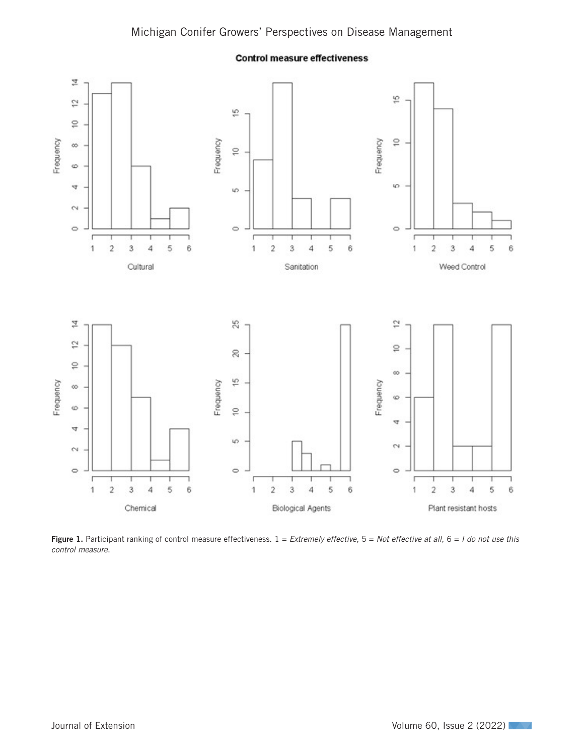**Figure 1.** Participant ranking of control measure effectiveness. 1 = *Extremely effective*, 5 = *Not effective at all*, 6 = *I do not use this control measure*.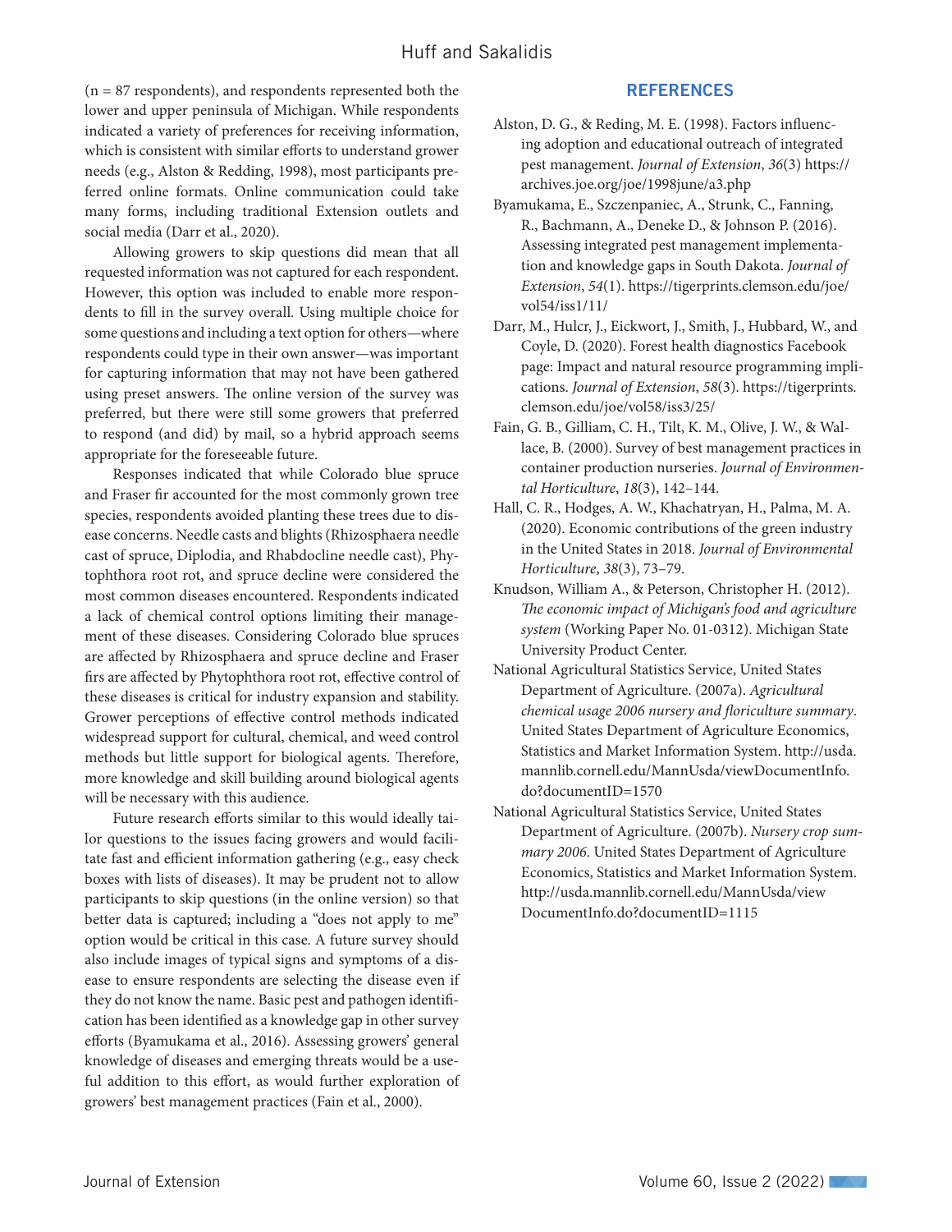(n = 87 respondents), and respondents represented both the lower and upper peninsula of Michigan. While respondents indicated a variety of preferences for receiving information, which is consistent with similar efforts to understand grower needs (e.g., Alston & Redding, 1998), most participants preferred online formats. Online communication could take many forms, including traditional Extension outlets and social media (Darr et al., 2020).

Allowing growers to skip questions did mean that all requested information was not captured for each respondent. However, this option was included to enable more respondents to fill in the survey overall. Using multiple choice for some questions and including a text option for others—where respondents could type in their own answer—was important for capturing information that may not have been gathered using preset answers. The online version of the survey was preferred, but there were still some growers that preferred to respond (and did) by mail, so a hybrid approach seems appropriate for the foreseeable future.

Responses indicated that while Colorado blue spruce and Fraser fir accounted for the most commonly grown tree species, respondents avoided planting these trees due to disease concerns. Needle casts and blights (Rhizosphaera needle cast of spruce, Diplodia, and Rhabdocline needle cast), Phytophthora root rot, and spruce decline were considered the most common diseases encountered. Respondents indicated a lack of chemical control options limiting their management of these diseases. Considering Colorado blue spruces are affected by Rhizosphaera and spruce decline and Fraser firs are affected by Phytophthora root rot, effective control of these diseases is critical for industry expansion and stability. Grower perceptions of effective control methods indicated widespread support for cultural, chemical, and weed control methods but little support for biological agents. Therefore, more knowledge and skill building around biological agents will be necessary with this audience.

Future research efforts similar to this would ideally tailor questions to the issues facing growers and would facilitate fast and efficient information gathering (e.g., easy check boxes with lists of diseases). It may be prudent not to allow participants to skip questions (in the online version) so that better data is captured; including a "does not apply to me" option would be critical in this case. A future survey should also include images of typical signs and symptoms of a disease to ensure respondents are selecting the disease even if they do not know the name. Basic pest and pathogen identification has been identified as a knowledge gap in other survey efforts (Byamukama et al., 2016). Assessing growers' general knowledge of diseases and emerging threats would be a useful addition to this effort, as would further exploration of growers' best management practices (Fain et al., 2000).

## REFERENCES

Alston, D. G., & Reding, M. E. (1998). Factors influencing adoption and educational outreach of integrated pest management. *Journal of Extension*, *36*(3) https://archives.joe.org/joe/1998june/a3.php

Byamukama, E., Szczenpaniec, A., Strunk, C., Fanning, R., Bachmann, A., Deneke D., & Johnson P. (2016). Assessing integrated pest management implementation and knowledge gaps in South Dakota. *Journal of Extension*, *54*(1). https://tigerprints.clemson.edu/joe/vol54/iss1/11/

Darr, M., Hulcr, J., Eickwort, J., Smith, J., Hubbard, W., and Coyle, D. (2020). Forest health diagnostics Facebook page: Impact and natural resource programming implications. *Journal of Extension*, *58*(3). https://tigerprints.clemson.edu/joe/vol58/iss3/25/

Fain, G. B., Gilliam, C. H., Tilt, K. M., Olive, J. W., & Wallace, B. (2000). Survey of best management practices in container production nurseries. *Journal of Environmental Horticulture*, *18*(3), 142–144.

Hall, C. R., Hodges, A. W., Khachatryan, H., Palma, M. A. (2020). Economic contributions of the green industry in the United States in 2018. *Journal of Environmental Horticulture*, *38*(3), 73–79.

Knudson, William A., & Peterson, Christopher H. (2012). *The economic impact of Michigan's food and agriculture system* (Working Paper No. 01-0312). Michigan State University Product Center.

National Agricultural Statistics Service, United States Department of Agriculture. (2007a). *Agricultural chemical usage 2006 nursery and floriculture summary*. United States Department of Agriculture Economics, Statistics and Market Information System. http://usda.mannlib.cornell.edu/MannUsda/viewDocumentInfo.do?documentID=1570

National Agricultural Statistics Service, United States Department of Agriculture. (2007b). *Nursery crop summary 2006*. United States Department of Agriculture Economics, Statistics and Market Information System. http://usda.mannlib.cornell.edu/MannUsda/viewDocumentInfo.do?documentID=1115